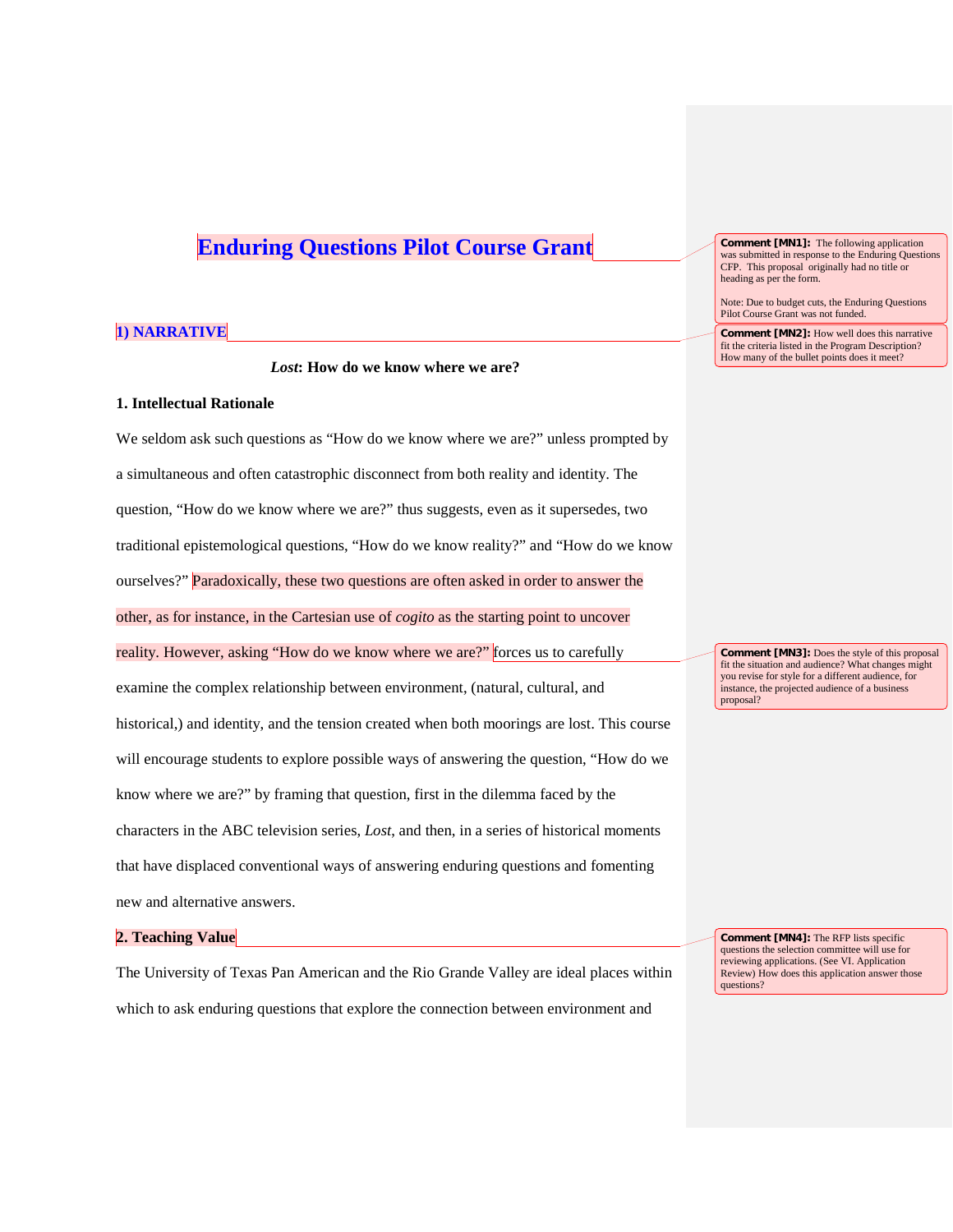# Enduring Questions Pilot Course Grant

> **Comment [MN1]:** The following application was submitted in response to the Enduring Questions CFP. This proposal originally had no title or heading as per the form.
>
> Note: Due to budget cuts, the Enduring Questions Pilot Course Grant was not funded.

## 1) NARRATIVE

> **Comment [MN2]:** How well does this narrative fit the criteria listed in the Program Description? How many of the bullet points does it meet?

***Lost*: How do we know where we are?**

### 1. Intellectual Rationale

We seldom ask such questions as "How do we know where we are?" unless prompted by a simultaneous and often catastrophic disconnect from both reality and identity. The question, "How do we know where we are?" thus suggests, even as it supersedes, two traditional epistemological questions, "How do we know reality?" and "How do we know ourselves?" Paradoxically, these two questions are often asked in order to answer the other, as for instance, in the Cartesian use of *cogito* as the starting point to uncover reality. However, asking "How do we know where we are?" forces us to carefully examine the complex relationship between environment, (natural, cultural, and historical,) and identity, and the tension created when both moorings are lost. This course will encourage students to explore possible ways of answering the question, "How do we know where we are?" by framing that question, first in the dilemma faced by the characters in the ABC television series, *Lost*, and then, in a series of historical moments that have displaced conventional ways of answering enduring questions and fomenting new and alternative answers.

> **Comment [MN3]:** Does the style of this proposal fit the situation and audience? What changes might you revise for style for a different audience, for instance, the projected audience of a business proposal?

### 2. Teaching Value

> **Comment [MN4]:** The RFP lists specific questions the selection committee will use for reviewing applications. (See VI. Application Review) How does this application answer those questions?

The University of Texas Pan American and the Rio Grande Valley are ideal places within which to ask enduring questions that explore the connection between environment and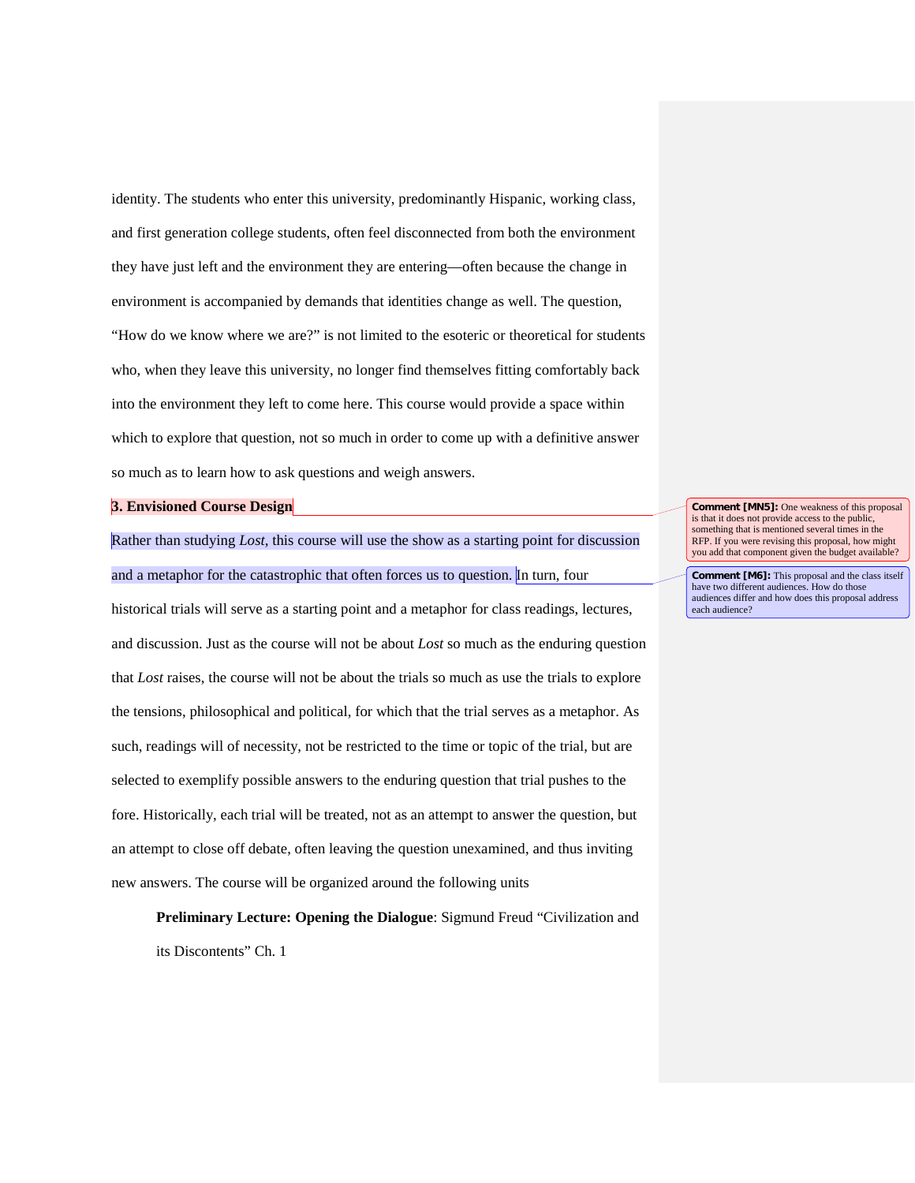identity. The students who enter this university, predominantly Hispanic, working class, and first generation college students, often feel disconnected from both the environment they have just left and the environment they are entering—often because the change in environment is accompanied by demands that identities change as well. The question, "How do we know where we are?" is not limited to the esoteric or theoretical for students who, when they leave this university, no longer find themselves fitting comfortably back into the environment they left to come here. This course would provide a space within which to explore that question, not so much in order to come up with a definitive answer so much as to learn how to ask questions and weigh answers.

## 3. Envisioned Course Design

Rather than studying *Lost*, this course will use the show as a starting point for discussion and a metaphor for the catastrophic that often forces us to question. In turn, four historical trials will serve as a starting point and a metaphor for class readings, lectures, and discussion. Just as the course will not be about *Lost* so much as the enduring question that *Lost* raises, the course will not be about the trials so much as use the trials to explore the tensions, philosophical and political, for which that the trial serves as a metaphor. As such, readings will of necessity, not be restricted to the time or topic of the trial, but are selected to exemplify possible answers to the enduring question that trial pushes to the fore. Historically, each trial will be treated, not as an attempt to answer the question, but an attempt to close off debate, often leaving the question unexamined, and thus inviting new answers. The course will be organized around the following units

> **Preliminary Lecture: Opening the Dialogue**: Sigmund Freud "Civilization and its Discontents" Ch. 1

**Comment [MN5]:** One weakness of this proposal is that it does not provide access to the public, something that is mentioned several times in the RFP. If you were revising this proposal, how might you add that component given the budget available?

**Comment [M6]:** This proposal and the class itself have two different audiences. How do those audiences differ and how does this proposal address each audience?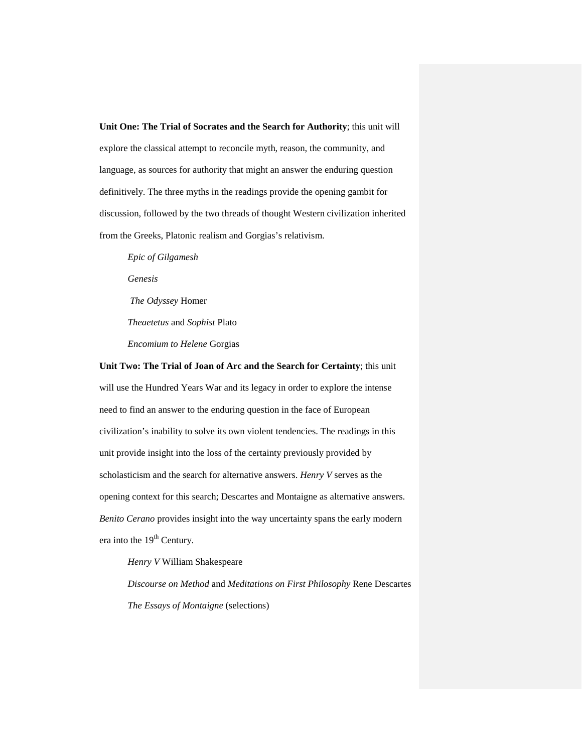**Unit One: The Trial of Socrates and the Search for Authority**; this unit will explore the classical attempt to reconcile myth, reason, the community, and language, as sources for authority that might an answer the enduring question definitively. The three myths in the readings provide the opening gambit for discussion, followed by the two threads of thought Western civilization inherited from the Greeks, Platonic realism and Gorgias's relativism.

*Epic of Gilgamesh*

*Genesis*

*The Odyssey* Homer

*Theaetetus* and *Sophist* Plato

*Encomium to Helene* Gorgias

**Unit Two: The Trial of Joan of Arc and the Search for Certainty**; this unit will use the Hundred Years War and its legacy in order to explore the intense need to find an answer to the enduring question in the face of European civilization's inability to solve its own violent tendencies. The readings in this unit provide insight into the loss of the certainty previously provided by scholasticism and the search for alternative answers. *Henry V* serves as the opening context for this search; Descartes and Montaigne as alternative answers. *Benito Cerano* provides insight into the way uncertainty spans the early modern era into the 19th Century.

*Henry V* William Shakespeare

*Discourse on Method* and *Meditations on First Philosophy* Rene Descartes

*The Essays of Montaigne* (selections)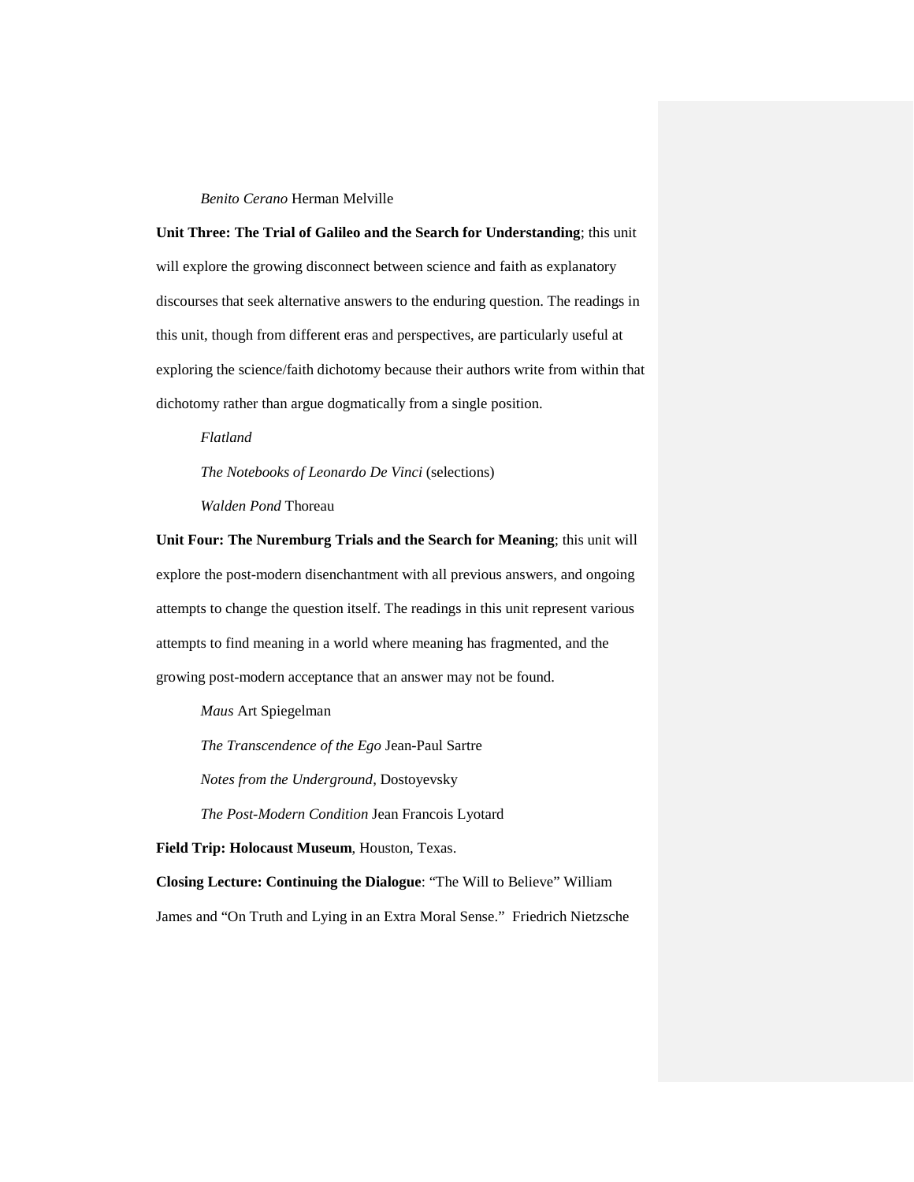*Benito Cerano* Herman Melville

**Unit Three: The Trial of Galileo and the Search for Understanding**; this unit will explore the growing disconnect between science and faith as explanatory discourses that seek alternative answers to the enduring question. The readings in this unit, though from different eras and perspectives, are particularly useful at exploring the science/faith dichotomy because their authors write from within that dichotomy rather than argue dogmatically from a single position.

*Flatland*

*The Notebooks of Leonardo De Vinci* (selections)

*Walden Pond* Thoreau

**Unit Four: The Nuremburg Trials and the Search for Meaning**; this unit will explore the post-modern disenchantment with all previous answers, and ongoing attempts to change the question itself. The readings in this unit represent various attempts to find meaning in a world where meaning has fragmented, and the growing post-modern acceptance that an answer may not be found.

*Maus* Art Spiegelman

*The Transcendence of the Ego* Jean-Paul Sartre

*Notes from the Underground*, Dostoyevsky

*The Post-Modern Condition* Jean Francois Lyotard

**Field Trip: Holocaust Museum**, Houston, Texas.

**Closing Lecture: Continuing the Dialogue**: "The Will to Believe" William James and "On Truth and Lying in an Extra Moral Sense." Friedrich Nietzsche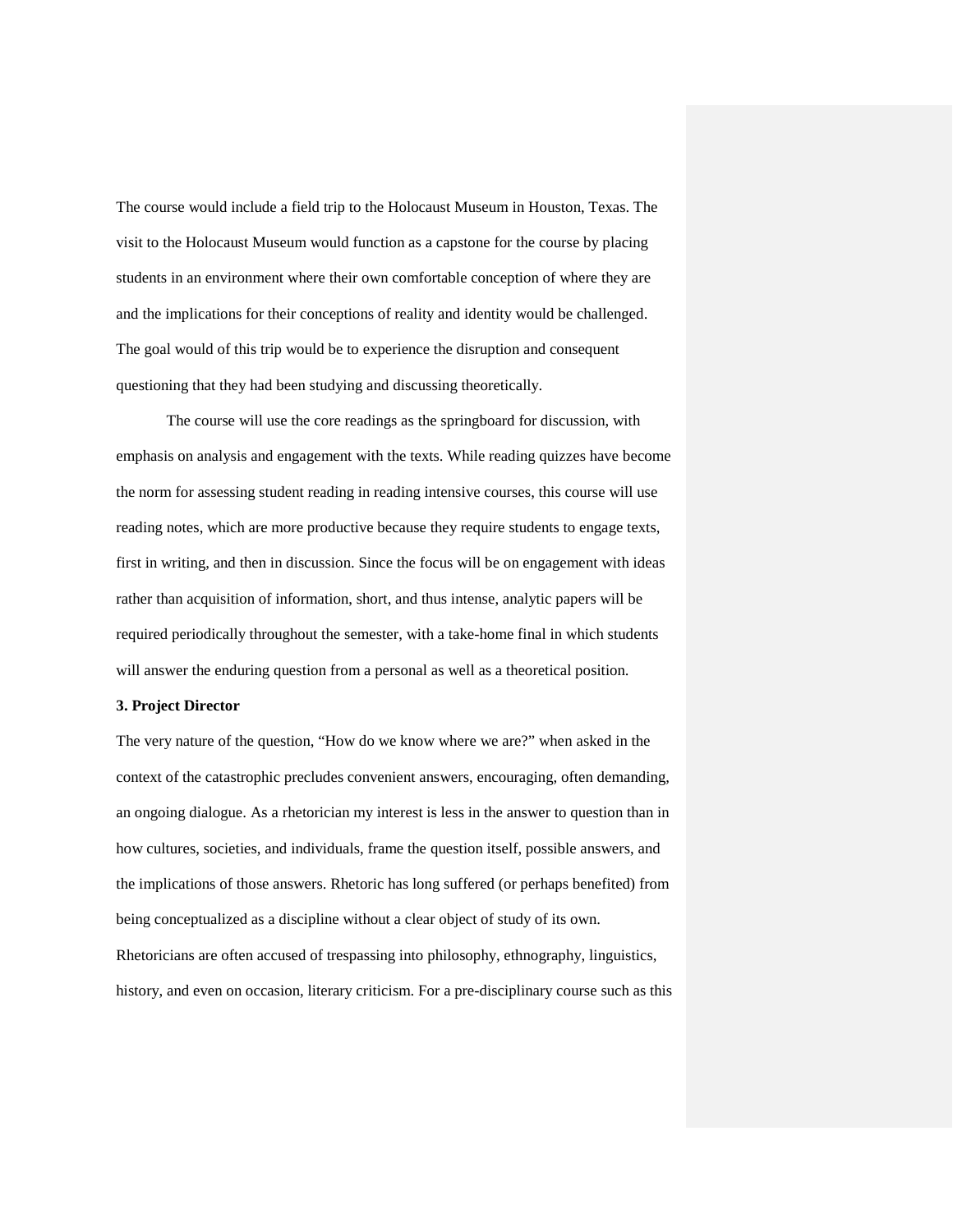The course would include a field trip to the Holocaust Museum in Houston, Texas. The visit to the Holocaust Museum would function as a capstone for the course by placing students in an environment where their own comfortable conception of where they are and the implications for their conceptions of reality and identity would be challenged. The goal would of this trip would be to experience the disruption and consequent questioning that they had been studying and discussing theoretically.

The course will use the core readings as the springboard for discussion, with emphasis on analysis and engagement with the texts. While reading quizzes have become the norm for assessing student reading in reading intensive courses, this course will use reading notes, which are more productive because they require students to engage texts, first in writing, and then in discussion. Since the focus will be on engagement with ideas rather than acquisition of information, short, and thus intense, analytic papers will be required periodically throughout the semester, with a take-home final in which students will answer the enduring question from a personal as well as a theoretical position.

**3. Project Director**

The very nature of the question, "How do we know where we are?" when asked in the context of the catastrophic precludes convenient answers, encouraging, often demanding, an ongoing dialogue. As a rhetorician my interest is less in the answer to question than in how cultures, societies, and individuals, frame the question itself, possible answers, and the implications of those answers. Rhetoric has long suffered (or perhaps benefited) from being conceptualized as a discipline without a clear object of study of its own. Rhetoricians are often accused of trespassing into philosophy, ethnography, linguistics, history, and even on occasion, literary criticism. For a pre-disciplinary course such as this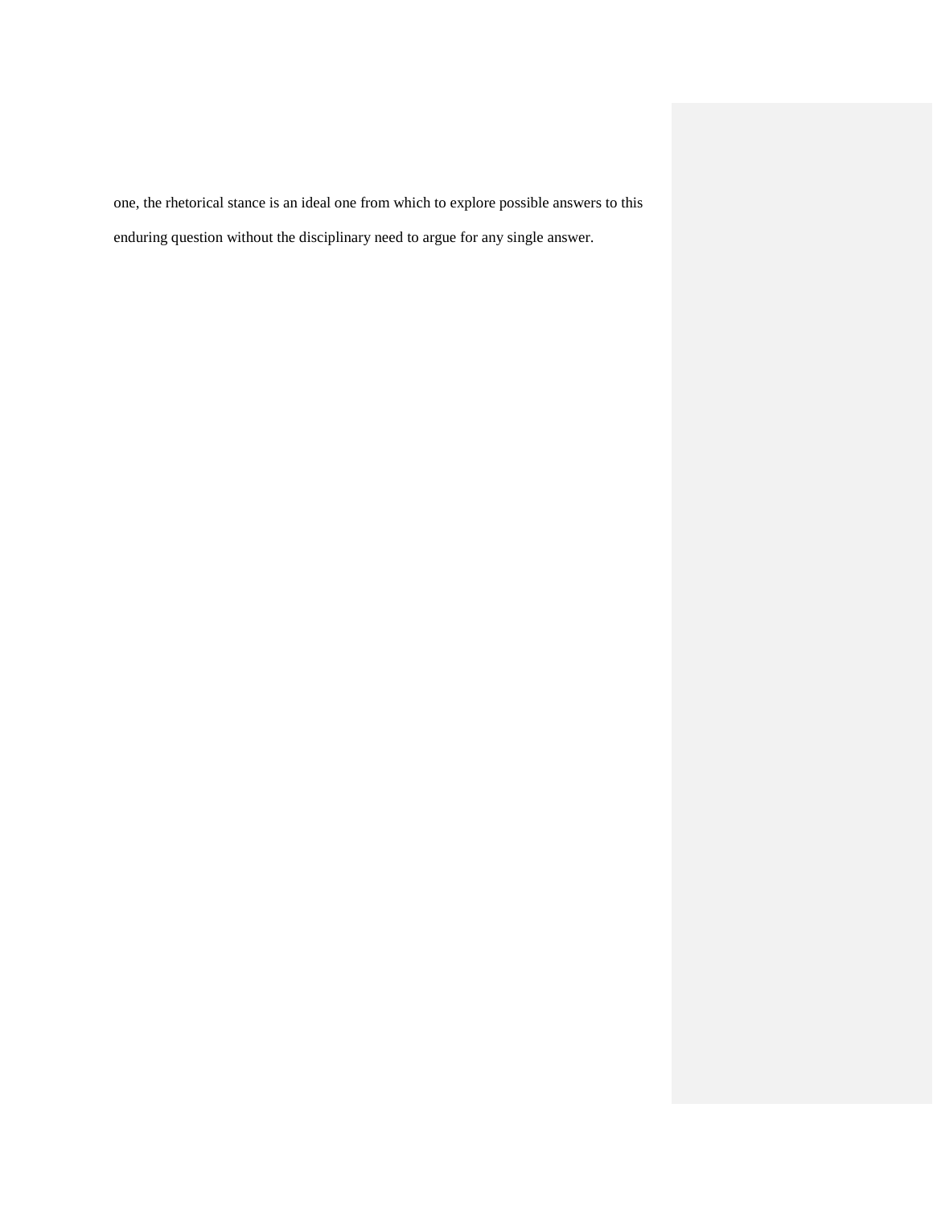one, the rhetorical stance is an ideal one from which to explore possible answers to this enduring question without the disciplinary need to argue for any single answer.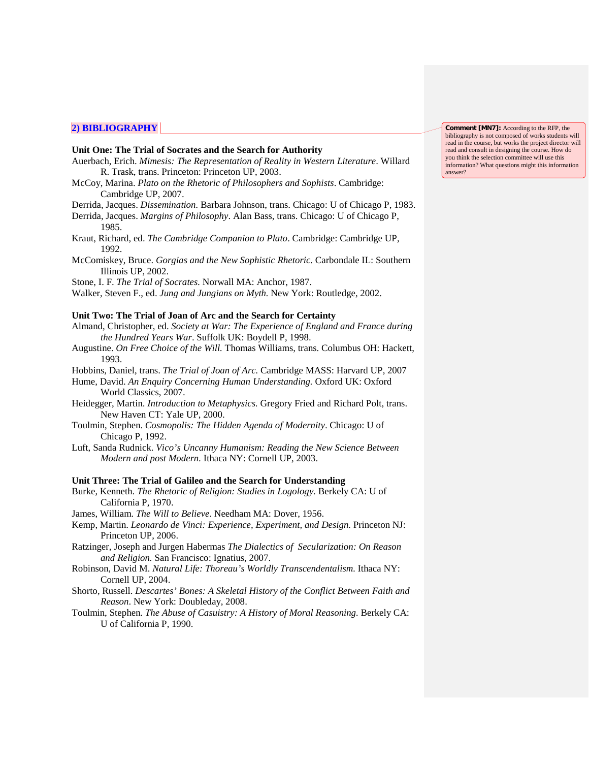## 2) BIBLIOGRAPHY

> **Comment [MN7]:** According to the RFP, the bibliography is not composed of works students will read in the course, but works the project director will read and consult in designing the course. How do you think the selection committee will use this information? What questions might this information answer?

**Unit One: The Trial of Socrates and the Search for Authority**

Auerbach, Erich. *Mimesis: The Representation of Reality in Western Literature*. Willard R. Trask, trans. Princeton: Princeton UP, 2003.

McCoy, Marina. *Plato on the Rhetoric of Philosophers and Sophists*. Cambridge: Cambridge UP, 2007.

Derrida, Jacques. *Dissemination*. Barbara Johnson, trans. Chicago: U of Chicago P, 1983.

Derrida, Jacques. *Margins of Philosophy*. Alan Bass, trans. Chicago: U of Chicago P, 1985.

Kraut, Richard, ed. *The Cambridge Companion to Plato*. Cambridge: Cambridge UP, 1992.

McComiskey, Bruce. *Gorgias and the New Sophistic Rhetoric.* Carbondale IL: Southern Illinois UP, 2002.

Stone, I. F. *The Trial of Socrates.* Norwall MA: Anchor, 1987.

Walker, Steven F., ed. *Jung and Jungians on Myth.* New York: Routledge, 2002.

**Unit Two: The Trial of Joan of Arc and the Search for Certainty**

Almand, Christopher, ed. *Society at War: The Experience of England and France during the Hundred Years War*. Suffolk UK: Boydell P, 1998.

Augustine. *On Free Choice of the Will.* Thomas Williams, trans. Columbus OH: Hackett, 1993.

Hobbins, Daniel, trans. *The Trial of Joan of Arc.* Cambridge MASS: Harvard UP, 2007

Hume, David. *An Enquiry Concerning Human Understanding.* Oxford UK: Oxford World Classics, 2007.

Heidegger, Martin. *Introduction to Metaphysics.* Gregory Fried and Richard Polt, trans. New Haven CT: Yale UP, 2000.

Toulmin, Stephen. *Cosmopolis: The Hidden Agenda of Modernity*. Chicago: U of Chicago P, 1992.

Luft, Sanda Rudnick. *Vico's Uncanny Humanism: Reading the New Science Between Modern and post Modern.* Ithaca NY: Cornell UP, 2003.

**Unit Three: The Trial of Galileo and the Search for Understanding**

Burke, Kenneth. *The Rhetoric of Religion: Studies in Logology.* Berkely CA: U of California P, 1970.

James, William. *The Will to Believe*. Needham MA: Dover, 1956.

Kemp, Martin. *Leonardo de Vinci: Experience, Experiment, and Design.* Princeton NJ: Princeton UP, 2006.

Ratzinger, Joseph and Jurgen Habermas *The Dialectics of Secularization: On Reason and Religion.* San Francisco: Ignatius, 2007.

Robinson, David M. *Natural Life: Thoreau's Worldly Transcendentalism.* Ithaca NY: Cornell UP, 2004.

Shorto, Russell. *Descartes' Bones: A Skeletal History of the Conflict Between Faith and Reason*. New York: Doubleday, 2008.

Toulmin, Stephen. *The Abuse of Casuistry: A History of Moral Reasoning.* Berkely CA: U of California P, 1990.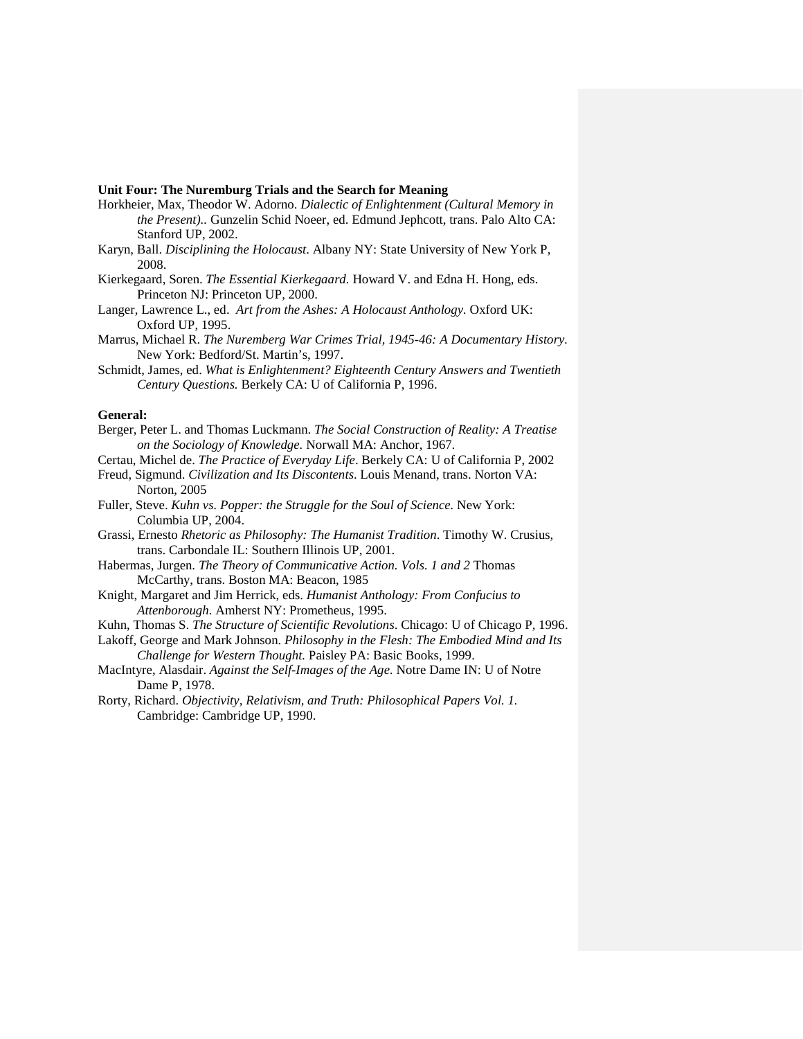**Unit Four: The Nuremburg Trials and the Search for Meaning**

Horkheier, Max, Theodor W. Adorno. *Dialectic of Enlightenment (Cultural Memory in the Present).*. Gunzelin Schid Noeer, ed. Edmund Jephcott, trans. Palo Alto CA: Stanford UP, 2002.

Karyn, Ball. *Disciplining the Holocaust*. Albany NY: State University of New York P, 2008.

Kierkegaard, Soren. *The Essential Kierkegaard.* Howard V. and Edna H. Hong, eds. Princeton NJ: Princeton UP, 2000.

Langer, Lawrence L., ed. *Art from the Ashes: A Holocaust Anthology.* Oxford UK: Oxford UP, 1995.

Marrus, Michael R. *The Nuremberg War Crimes Trial, 1945-46: A Documentary History.* New York: Bedford/St. Martin's, 1997.

Schmidt, James, ed. *What is Enlightenment? Eighteenth Century Answers and Twentieth Century Questions.* Berkely CA: U of California P, 1996.

**General:**

Berger, Peter L. and Thomas Luckmann. *The Social Construction of Reality: A Treatise on the Sociology of Knowledge.* Norwall MA: Anchor, 1967.

Certau, Michel de. *The Practice of Everyday Life*. Berkely CA: U of California P, 2002

Freud, Sigmund. *Civilization and Its Discontents*. Louis Menand, trans. Norton VA: Norton, 2005

Fuller, Steve. *Kuhn vs. Popper: the Struggle for the Soul of Science.* New York: Columbia UP, 2004.

Grassi, Ernesto *Rhetoric as Philosophy: The Humanist Tradition*. Timothy W. Crusius, trans. Carbondale IL: Southern Illinois UP, 2001.

Habermas, Jurgen. *The Theory of Communicative Action. Vols. 1 and 2* Thomas McCarthy, trans. Boston MA: Beacon, 1985

Knight, Margaret and Jim Herrick, eds. *Humanist Anthology: From Confucius to Attenborough*. Amherst NY: Prometheus, 1995.

Kuhn, Thomas S. *The Structure of Scientific Revolutions*. Chicago: U of Chicago P, 1996.

Lakoff, George and Mark Johnson. *Philosophy in the Flesh: The Embodied Mind and Its Challenge for Western Thought.* Paisley PA: Basic Books, 1999.

MacIntyre, Alasdair. *Against the Self-Images of the Age.* Notre Dame IN: U of Notre Dame P, 1978.

Rorty, Richard. *Objectivity, Relativism, and Truth: Philosophical Papers Vol. 1.* Cambridge: Cambridge UP, 1990.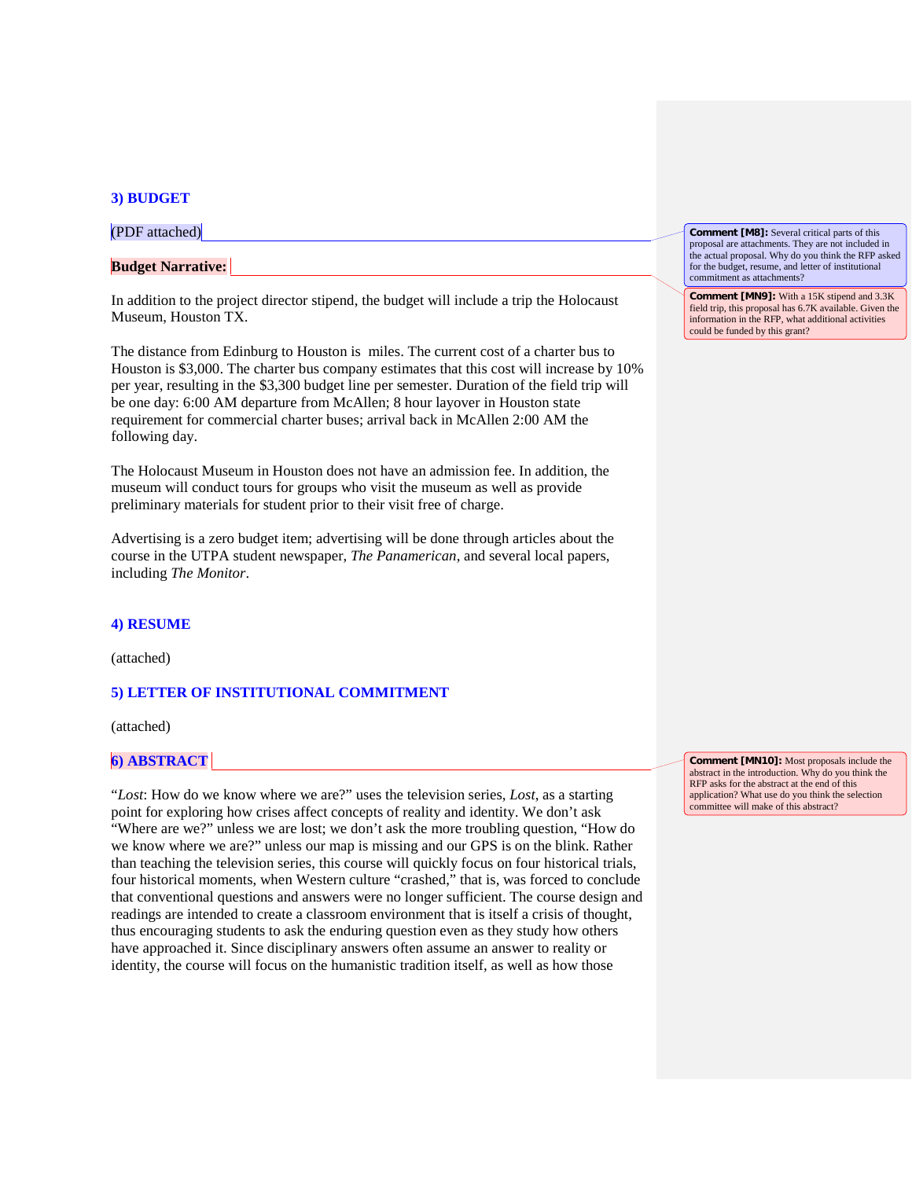### 3) BUDGET

(PDF attached)

**Budget Narrative:**

In addition to the project director stipend, the budget will include a trip the Holocaust Museum, Houston TX.

The distance from Edinburg to Houston is  miles. The current cost of a charter bus to Houston is $3,000. The charter bus company estimates that this cost will increase by 10% per year, resulting in the $3,300 budget line per semester. Duration of the field trip will be one day: 6:00 AM departure from McAllen; 8 hour layover in Houston state requirement for commercial charter buses; arrival back in McAllen 2:00 AM the following day.

The Holocaust Museum in Houston does not have an admission fee. In addition, the museum will conduct tours for groups who visit the museum as well as provide preliminary materials for student prior to their visit free of charge.

Advertising is a zero budget item; advertising will be done through articles about the course in the UTPA student newspaper, *The Panamerican*, and several local papers, including *The Monitor*.

### 4) RESUME

(attached)

### 5) LETTER OF INSTITUTIONAL COMMITMENT

(attached)

### 6) ABSTRACT

"*Lost*: How do we know where we are?" uses the television series, *Lost*, as a starting point for exploring how crises affect concepts of reality and identity. We don't ask "Where are we?" unless we are lost; we don't ask the more troubling question, "How do we know where we are?" unless our map is missing and our GPS is on the blink. Rather than teaching the television series, this course will quickly focus on four historical trials, four historical moments, when Western culture "crashed," that is, was forced to conclude that conventional questions and answers were no longer sufficient. The course design and readings are intended to create a classroom environment that is itself a crisis of thought, thus encouraging students to ask the enduring question even as they study how others have approached it. Since disciplinary answers often assume an answer to reality or identity, the course will focus on the humanistic tradition itself, as well as how those

**Comment [M8]:** Several critical parts of this proposal are attachments. They are not included in the actual proposal. Why do you think the RFP asked for the budget, resume, and letter of institutional commitment as attachments?

**Comment [MN9]:** With a 15K stipend and 3.3K field trip, this proposal has 6.7K available. Given the information in the RFP, what additional activities could be funded by this grant?

**Comment [MN10]:** Most proposals include the abstract in the introduction. Why do you think the RFP asks for the abstract at the end of this application? What use do you think the selection committee will make of this abstract?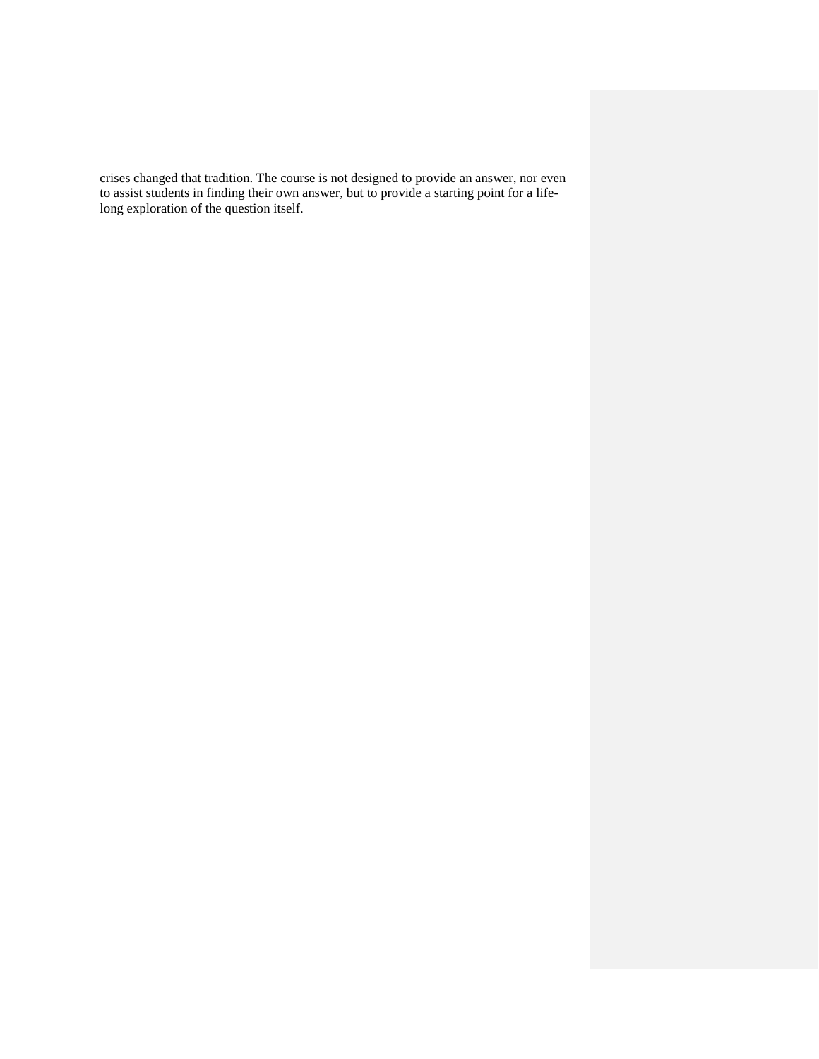crises changed that tradition. The course is not designed to provide an answer, nor even to assist students in finding their own answer, but to provide a starting point for a life-long exploration of the question itself.